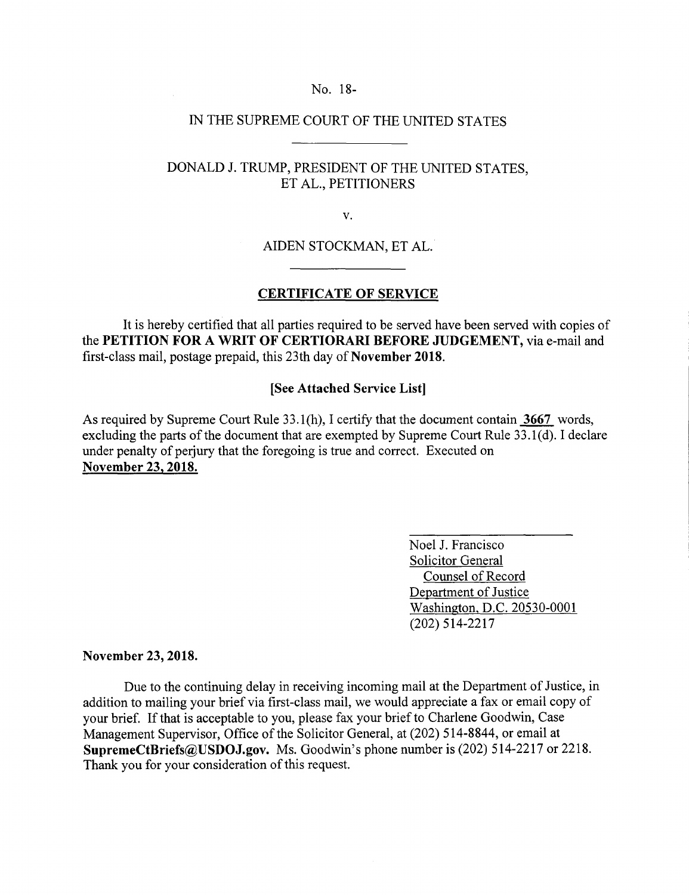No. 18-

IN THE SUPREME COURT OF THE UNITED STATES

DONALD J. TRUMP, PRESIDENT OF THE UNITED STATES, ET AL., PETITIONERS

v.

AIDEN STOCKMAN, ET AL.

**CERTIFICATE OF SERVICE**

It is hereby certified that all parties required to be served have been served with copies of the **PETITION FOR A WRIT OF CERTIORARI BEFORE JUDGEMENT,** via e-mail and first-class mail, postage prepaid, this 23th day of **November 2018.**

**[See Attached Service List]**

As required by Supreme Court Rule 33.1(h), I certify that the document contain **3667** words, excluding the parts of the document that are exempted by Supreme Court Rule 33.1(d). I declare under penalty of perjury that the foregoing is true and correct. Executed on **November 23, 2018.**

Noel J. Francisco
Solicitor General
Counsel of Record
Department of Justice
Washington, D.C. 20530-0001
(202) 514-2217

**November 23, 2018.**

Due to the continuing delay in receiving incoming mail at the Department of Justice, in addition to mailing your brief via first-class mail, we would appreciate a fax or email copy of your brief. If that is acceptable to you, please fax your brief to Charlene Goodwin, Case Management Supervisor, Office of the Solicitor General, at (202) 514-8844, or email at **SupremeCtBriefs@USDOJ.gov.** Ms. Goodwin's phone number is (202) 514-2217 or 2218. Thank you for your consideration of this request.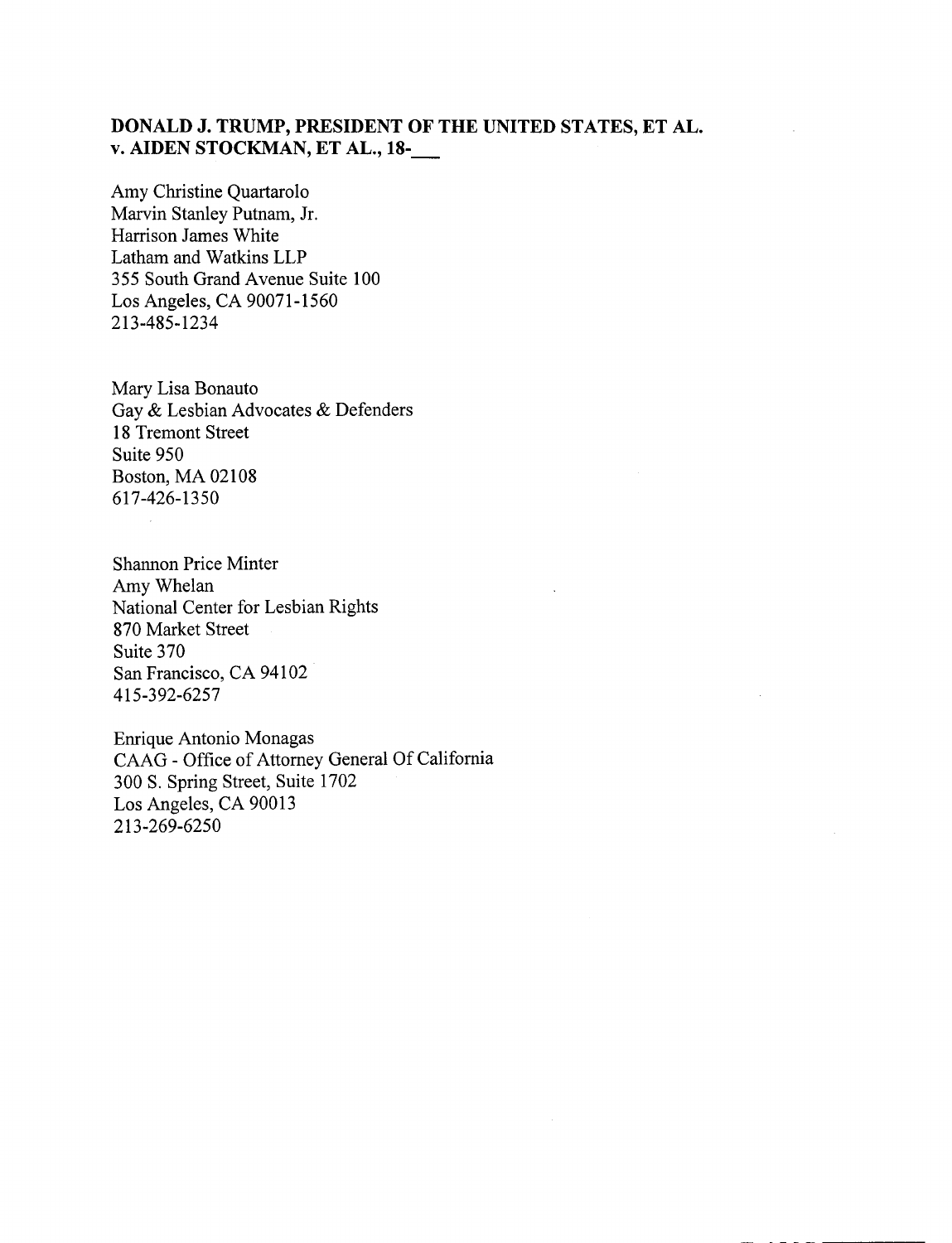**DONALD J. TRUMP, PRESIDENT OF THE UNITED STATES, ET AL.**
**v. AIDEN STOCKMAN, ET AL., 18-\_\_\_**

Amy Christine Quartarolo
Marvin Stanley Putnam, Jr.
Harrison James White
Latham and Watkins LLP
355 South Grand Avenue Suite 100
Los Angeles, CA 90071-1560
213-485-1234

Mary Lisa Bonauto
Gay & Lesbian Advocates & Defenders
18 Tremont Street
Suite 950
Boston, MA 02108
617-426-1350

Shannon Price Minter
Amy Whelan
National Center for Lesbian Rights
870 Market Street
Suite 370
San Francisco, CA 94102
415-392-6257

Enrique Antonio Monagas
CAAG - Office of Attorney General Of California
300 S. Spring Street, Suite 1702
Los Angeles, CA 90013
213-269-6250